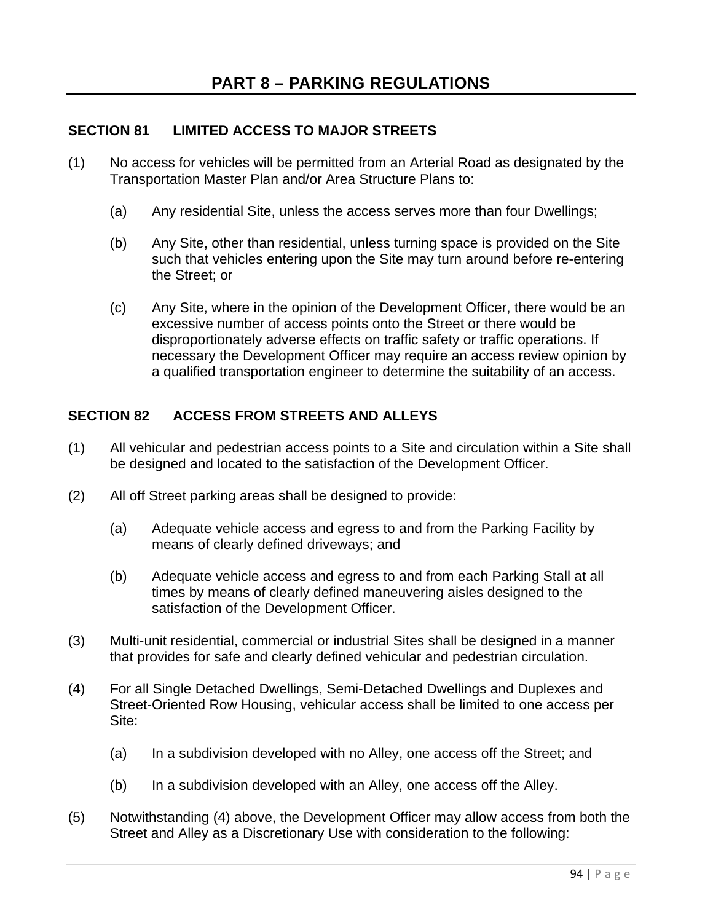# PART 8 – PARKING REGULATIONS

## SECTION 81 LIMITED ACCESS TO MAJOR STREETS

(1) No access for vehicles will be permitted from an Arterial Road as designated by the Transportation Master Plan and/or Area Structure Plans to:

   (a) Any residential Site, unless the access serves more than four Dwellings;

   (b) Any Site, other than residential, unless turning space is provided on the Site such that vehicles entering upon the Site may turn around before re-entering the Street; or

   (c) Any Site, where in the opinion of the Development Officer, there would be an excessive number of access points onto the Street or there would be disproportionately adverse effects on traffic safety or traffic operations. If necessary the Development Officer may require an access review opinion by a qualified transportation engineer to determine the suitability of an access.

## SECTION 82 ACCESS FROM STREETS AND ALLEYS

(1) All vehicular and pedestrian access points to a Site and circulation within a Site shall be designed and located to the satisfaction of the Development Officer.

(2) All off Street parking areas shall be designed to provide:

   (a) Adequate vehicle access and egress to and from the Parking Facility by means of clearly defined driveways; and

   (b) Adequate vehicle access and egress to and from each Parking Stall at all times by means of clearly defined maneuvering aisles designed to the satisfaction of the Development Officer.

(3) Multi-unit residential, commercial or industrial Sites shall be designed in a manner that provides for safe and clearly defined vehicular and pedestrian circulation.

(4) For all Single Detached Dwellings, Semi-Detached Dwellings and Duplexes and Street-Oriented Row Housing, vehicular access shall be limited to one access per Site:

   (a) In a subdivision developed with no Alley, one access off the Street; and

   (b) In a subdivision developed with an Alley, one access off the Alley.

(5) Notwithstanding (4) above, the Development Officer may allow access from both the Street and Alley as a Discretionary Use with consideration to the following: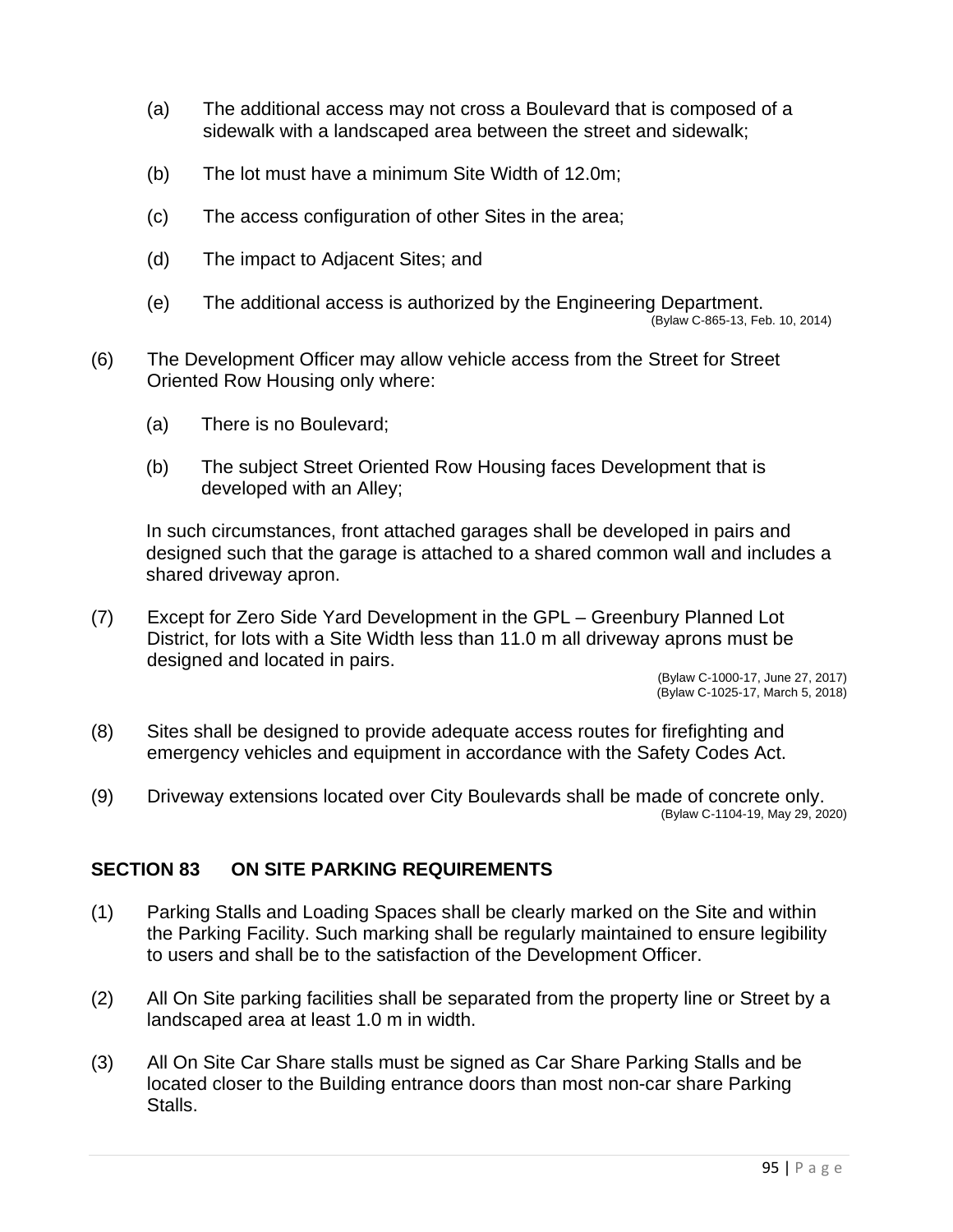(a) The additional access may not cross a Boulevard that is composed of a sidewalk with a landscaped area between the street and sidewalk;

(b) The lot must have a minimum Site Width of 12.0m;

(c) The access configuration of other Sites in the area;

(d) The impact to Adjacent Sites; and

(e) The additional access is authorized by the Engineering Department.

(Bylaw C-865-13, Feb. 10, 2014)

(6) The Development Officer may allow vehicle access from the Street for Street Oriented Row Housing only where:

(a) There is no Boulevard;

(b) The subject Street Oriented Row Housing faces Development that is developed with an Alley;

In such circumstances, front attached garages shall be developed in pairs and designed such that the garage is attached to a shared common wall and includes a shared driveway apron.

(7) Except for Zero Side Yard Development in the GPL – Greenbury Planned Lot District, for lots with a Site Width less than 11.0 m all driveway aprons must be designed and located in pairs.

(Bylaw C-1000-17, June 27, 2017)
(Bylaw C-1025-17, March 5, 2018)

(8) Sites shall be designed to provide adequate access routes for firefighting and emergency vehicles and equipment in accordance with the Safety Codes Act.

(9) Driveway extensions located over City Boulevards shall be made of concrete only.

(Bylaw C-1104-19, May 29, 2020)

## SECTION 83 ON SITE PARKING REQUIREMENTS

(1) Parking Stalls and Loading Spaces shall be clearly marked on the Site and within the Parking Facility. Such marking shall be regularly maintained to ensure legibility to users and shall be to the satisfaction of the Development Officer.

(2) All On Site parking facilities shall be separated from the property line or Street by a landscaped area at least 1.0 m in width.

(3) All On Site Car Share stalls must be signed as Car Share Parking Stalls and be located closer to the Building entrance doors than most non-car share Parking Stalls.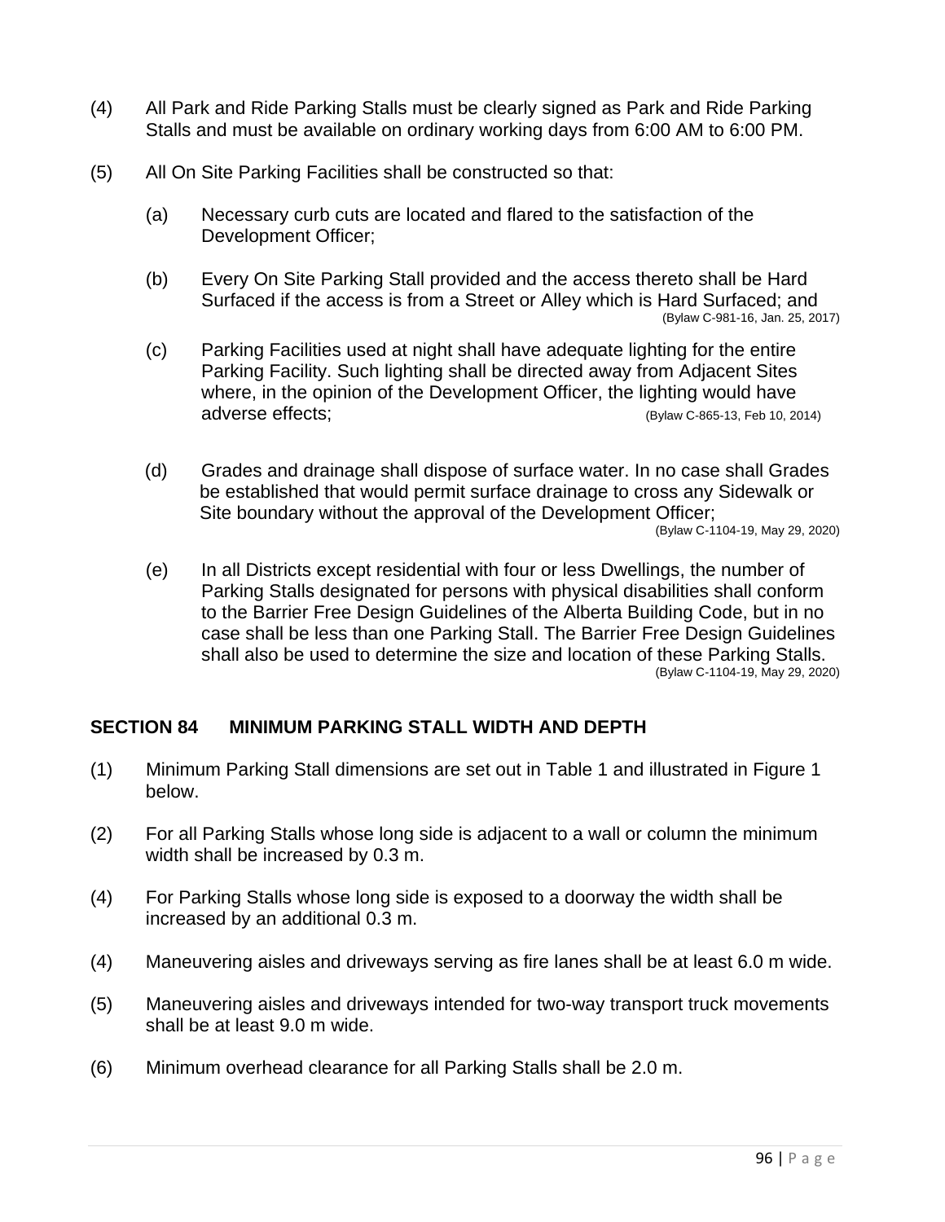(4) All Park and Ride Parking Stalls must be clearly signed as Park and Ride Parking Stalls and must be available on ordinary working days from 6:00 AM to 6:00 PM.

(5) All On Site Parking Facilities shall be constructed so that:

(a) Necessary curb cuts are located and flared to the satisfaction of the Development Officer;

(b) Every On Site Parking Stall provided and the access thereto shall be Hard Surfaced if the access is from a Street or Alley which is Hard Surfaced; and (Bylaw C-981-16, Jan. 25, 2017)

(c) Parking Facilities used at night shall have adequate lighting for the entire Parking Facility. Such lighting shall be directed away from Adjacent Sites where, in the opinion of the Development Officer, the lighting would have adverse effects; (Bylaw C-865-13, Feb 10, 2014)

(d) Grades and drainage shall dispose of surface water. In no case shall Grades be established that would permit surface drainage to cross any Sidewalk or Site boundary without the approval of the Development Officer; (Bylaw C-1104-19, May 29, 2020)

(e) In all Districts except residential with four or less Dwellings, the number of Parking Stalls designated for persons with physical disabilities shall conform to the Barrier Free Design Guidelines of the Alberta Building Code, but in no case shall be less than one Parking Stall. The Barrier Free Design Guidelines shall also be used to determine the size and location of these Parking Stalls. (Bylaw C-1104-19, May 29, 2020)

## SECTION 84 MINIMUM PARKING STALL WIDTH AND DEPTH

(1) Minimum Parking Stall dimensions are set out in Table 1 and illustrated in Figure 1 below.

(2) For all Parking Stalls whose long side is adjacent to a wall or column the minimum width shall be increased by 0.3 m.

(4) For Parking Stalls whose long side is exposed to a doorway the width shall be increased by an additional 0.3 m.

(4) Maneuvering aisles and driveways serving as fire lanes shall be at least 6.0 m wide.

(5) Maneuvering aisles and driveways intended for two-way transport truck movements shall be at least 9.0 m wide.

(6) Minimum overhead clearance for all Parking Stalls shall be 2.0 m.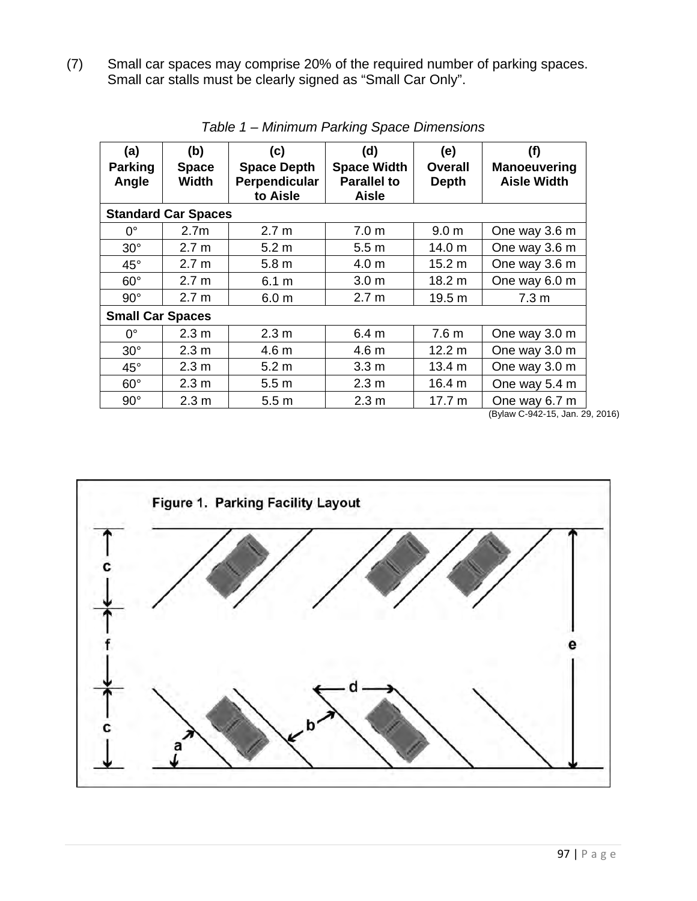(7) Small car spaces may comprise 20% of the required number of parking spaces. Small car stalls must be clearly signed as “Small Car Only”.

*Table 1 – Minimum Parking Space Dimensions*

| (a) Parking Angle | (b) Space Width | (c) Space Depth Perpendicular to Aisle | (d) Space Width Parallel to Aisle | (e) Overall Depth | (f) Manoeuvering Aisle Width |
|---|---|---|---|---|---|
| **Standard Car Spaces** | | | | | |
| 0° | 2.7m | 2.7 m | 7.0 m | 9.0 m | One way 3.6 m |
| 30° | 2.7 m | 5.2 m | 5.5 m | 14.0 m | One way 3.6 m |
| 45° | 2.7 m | 5.8 m | 4.0 m | 15.2 m | One way 3.6 m |
| 60° | 2.7 m | 6.1 m | 3.0 m | 18.2 m | One way 6.0 m |
| 90° | 2.7 m | 6.0 m | 2.7 m | 19.5 m | 7.3 m |
| **Small Car Spaces** | | | | | |
| 0° | 2.3 m | 2.3 m | 6.4 m | 7.6 m | One way 3.0 m |
| 30° | 2.3 m | 4.6 m | 4.6 m | 12.2 m | One way 3.0 m |
| 45° | 2.3 m | 5.2 m | 3.3 m | 13.4 m | One way 3.0 m |
| 60° | 2.3 m | 5.5 m | 2.3 m | 16.4 m | One way 5.4 m |
| 90° | 2.3 m | 5.5 m | 2.3 m | 17.7 m | One way 6.7 m |

(Bylaw C-942-15, Jan. 29, 2016)

Figure 1. Parking Facility Layout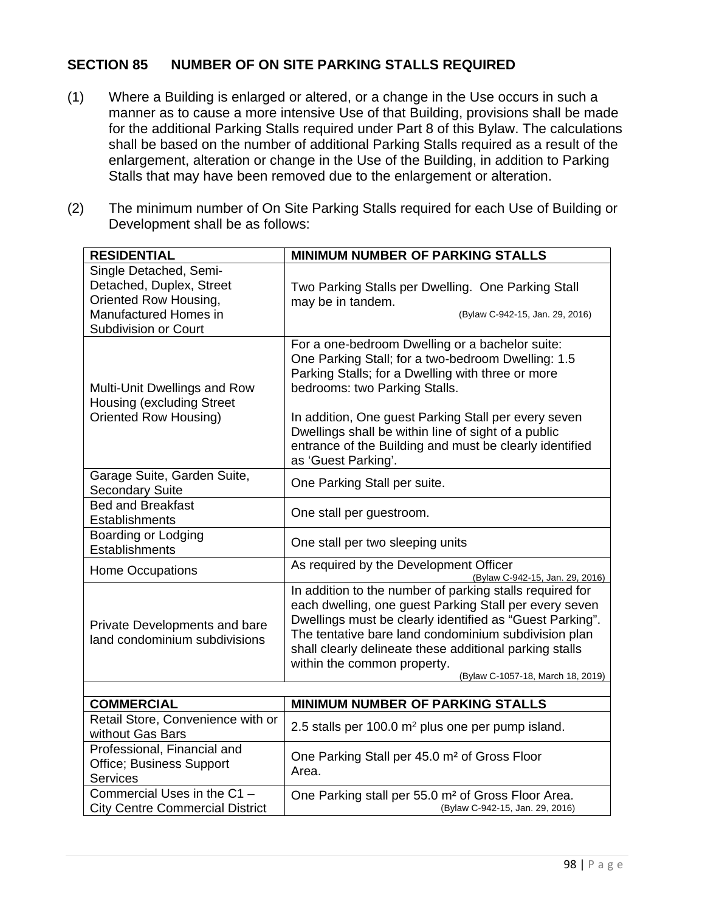## SECTION 85 NUMBER OF ON SITE PARKING STALLS REQUIRED

(1) Where a Building is enlarged or altered, or a change in the Use occurs in such a manner as to cause a more intensive Use of that Building, provisions shall be made for the additional Parking Stalls required under Part 8 of this Bylaw. The calculations shall be based on the number of additional Parking Stalls required as a result of the enlargement, alteration or change in the Use of the Building, in addition to Parking Stalls that may have been removed due to the enlargement or alteration.

(2) The minimum number of On Site Parking Stalls required for each Use of Building or Development shall be as follows:

| RESIDENTIAL | MINIMUM NUMBER OF PARKING STALLS |
| --- | --- |
| Single Detached, Semi-Detached, Duplex, Street Oriented Row Housing, Manufactured Homes in Subdivision or Court | Two Parking Stalls per Dwelling. One Parking Stall may be in tandem. (Bylaw C-942-15, Jan. 29, 2016) |
| Multi-Unit Dwellings and Row Housing (excluding Street Oriented Row Housing) | For a one-bedroom Dwelling or a bachelor suite: One Parking Stall; for a two-bedroom Dwelling: 1.5 Parking Stalls; for a Dwelling with three or more bedrooms: two Parking Stalls.<br><br>In addition, One guest Parking Stall per every seven Dwellings shall be within line of sight of a public entrance of the Building and must be clearly identified as 'Guest Parking'. |
| Garage Suite, Garden Suite, Secondary Suite | One Parking Stall per suite. |
| Bed and Breakfast Establishments | One stall per guestroom. |
| Boarding or Lodging Establishments | One stall per two sleeping units |
| Home Occupations | As required by the Development Officer (Bylaw C-942-15, Jan. 29, 2016) |
| Private Developments and bare land condominium subdivisions | In addition to the number of parking stalls required for each dwelling, one guest Parking Stall per every seven Dwellings must be clearly identified as "Guest Parking". The tentative bare land condominium subdivision plan shall clearly delineate these additional parking stalls within the common property. (Bylaw C-1057-18, March 18, 2019) |
| | |
| **COMMERCIAL** | **MINIMUM NUMBER OF PARKING STALLS** |
| Retail Store, Convenience with or without Gas Bars | 2.5 stalls per 100.0 m² plus one per pump island. |
| Professional, Financial and Office; Business Support Services | One Parking Stall per 45.0 m² of Gross Floor Area. |
| Commercial Uses in the C1 – City Centre Commercial District | One Parking stall per 55.0 m² of Gross Floor Area. (Bylaw C-942-15, Jan. 29, 2016) |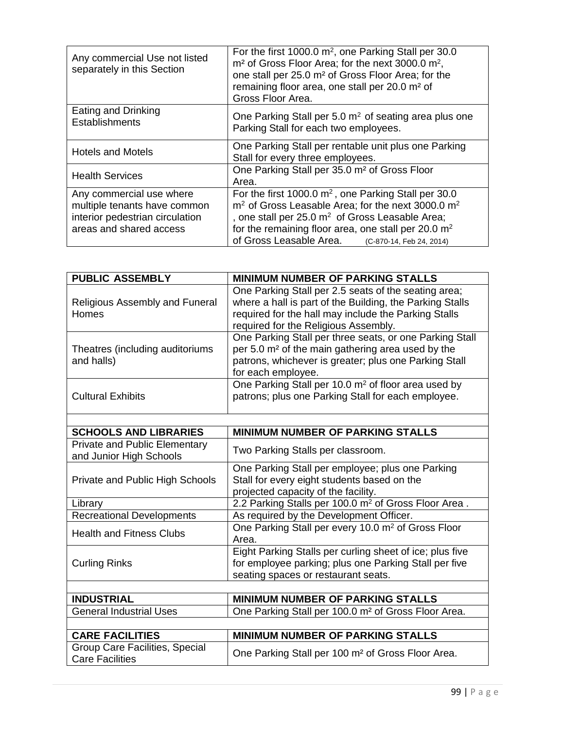| | |
|---|---|
| Any commercial Use not listed separately in this Section | For the first 1000.0 m², one Parking Stall per 30.0 m² of Gross Floor Area; for the next 3000.0 m², one stall per 25.0 m² of Gross Floor Area; for the remaining floor area, one stall per 20.0 m² of Gross Floor Area. |
| Eating and Drinking Establishments | One Parking Stall per 5.0 m² of seating area plus one Parking Stall for each two employees. |
| Hotels and Motels | One Parking Stall per rentable unit plus one Parking Stall for every three employees. |
| Health Services | One Parking Stall per 35.0 m² of Gross Floor Area. |
| Any commercial use where multiple tenants have common interior pedestrian circulation areas and shared access | For the first 1000.0 m², one Parking Stall per 30.0 m² of Gross Leasable Area; for the next 3000.0 m², one stall per 25.0 m² of Gross Leasable Area; for the remaining floor area, one stall per 20.0 m² of Gross Leasable Area. (C-870-14, Feb 24, 2014) |

| PUBLIC ASSEMBLY | MINIMUM NUMBER OF PARKING STALLS |
|---|---|
| Religious Assembly and Funeral Homes | One Parking Stall per 2.5 seats of the seating area; where a hall is part of the Building, the Parking Stalls required for the hall may include the Parking Stalls required for the Religious Assembly. |
| Theatres (including auditoriums and halls) | One Parking Stall per three seats, or one Parking Stall per 5.0 m² of the main gathering area used by the patrons, whichever is greater; plus one Parking Stall for each employee. |
| Cultural Exhibits | One Parking Stall per 10.0 m² of floor area used by patrons; plus one Parking Stall for each employee. |
| | |
| **SCHOOLS AND LIBRARIES** | **MINIMUM NUMBER OF PARKING STALLS** |
| Private and Public Elementary and Junior High Schools | Two Parking Stalls per classroom. |
| Private and Public High Schools | One Parking Stall per employee; plus one Parking Stall for every eight students based on the projected capacity of the facility. |
| Library | 2.2 Parking Stalls per 100.0 m² of Gross Floor Area . |
| Recreational Developments | As required by the Development Officer. |
| Health and Fitness Clubs | One Parking Stall per every 10.0 m² of Gross Floor Area. |
| Curling Rinks | Eight Parking Stalls per curling sheet of ice; plus five for employee parking; plus one Parking Stall per five seating spaces or restaurant seats. |
| | |
| **INDUSTRIAL** | **MINIMUM NUMBER OF PARKING STALLS** |
| General Industrial Uses | One Parking Stall per 100.0 m² of Gross Floor Area. |
| | |
| **CARE FACILITIES** | **MINIMUM NUMBER OF PARKING STALLS** |
| Group Care Facilities, Special Care Facilities | One Parking Stall per 100 m² of Gross Floor Area. |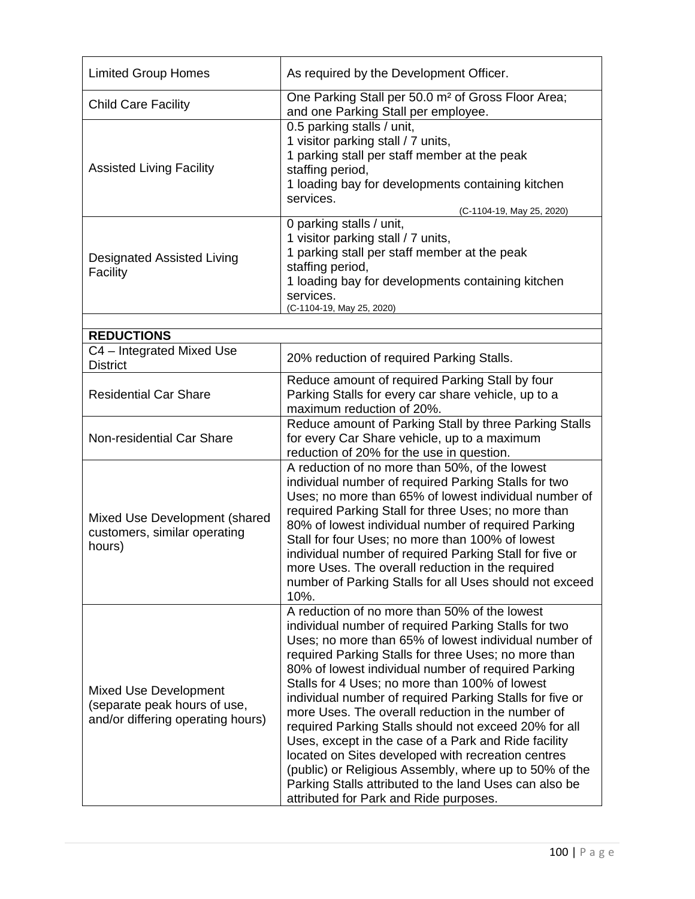| | |
|---|---|
| Limited Group Homes | As required by the Development Officer. |
| Child Care Facility | One Parking Stall per 50.0 m² of Gross Floor Area; and one Parking Stall per employee. |
| Assisted Living Facility | 0.5 parking stalls / unit,<br>1 visitor parking stall / 7 units,<br>1 parking stall per staff member at the peak staffing period,<br>1 loading bay for developments containing kitchen services.<br>(C-1104-19, May 25, 2020) |
| Designated Assisted Living Facility | 0 parking stalls / unit,<br>1 visitor parking stall / 7 units,<br>1 parking stall per staff member at the peak staffing period,<br>1 loading bay for developments containing kitchen services.<br>(C-1104-19, May 25, 2020) |
| | |
| **REDUCTIONS** | |
| C4 – Integrated Mixed Use District | 20% reduction of required Parking Stalls. |
| Residential Car Share | Reduce amount of required Parking Stall by four Parking Stalls for every car share vehicle, up to a maximum reduction of 20%. |
| Non-residential Car Share | Reduce amount of Parking Stall by three Parking Stalls for every Car Share vehicle, up to a maximum reduction of 20% for the use in question. |
| Mixed Use Development (shared customers, similar operating hours) | A reduction of no more than 50%, of the lowest individual number of required Parking Stalls for two Uses; no more than 65% of lowest individual number of required Parking Stall for three Uses; no more than 80% of lowest individual number of required Parking Stall for four Uses; no more than 100% of lowest individual number of required Parking Stall for five or more Uses. The overall reduction in the required number of Parking Stalls for all Uses should not exceed 10%. |
| Mixed Use Development (separate peak hours of use, and/or differing operating hours) | A reduction of no more than 50% of the lowest individual number of required Parking Stalls for two Uses; no more than 65% of lowest individual number of required Parking Stalls for three Uses; no more than 80% of lowest individual number of required Parking Stalls for 4 Uses; no more than 100% of lowest individual number of required Parking Stalls for five or more Uses. The overall reduction in the number of required Parking Stalls should not exceed 20% for all Uses, except in the case of a Park and Ride facility located on Sites developed with recreation centres (public) or Religious Assembly, where up to 50% of the Parking Stalls attributed to the land Uses can also be attributed for Park and Ride purposes. |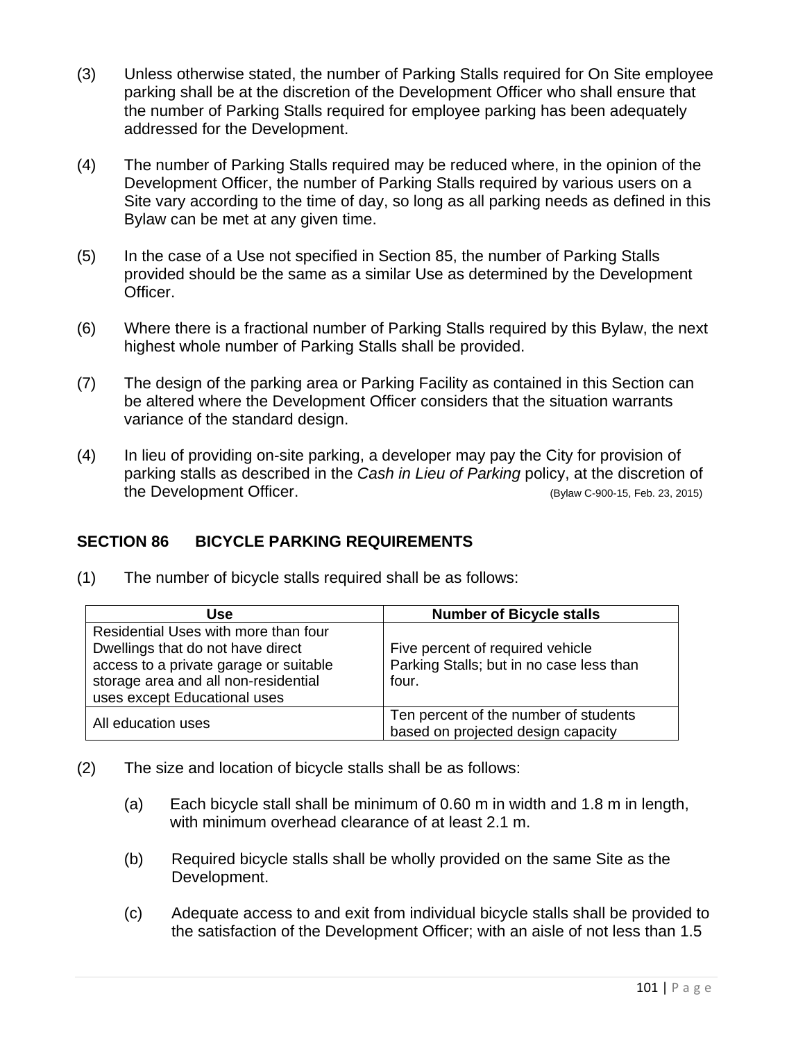(3) Unless otherwise stated, the number of Parking Stalls required for On Site employee parking shall be at the discretion of the Development Officer who shall ensure that the number of Parking Stalls required for employee parking has been adequately addressed for the Development.

(4) The number of Parking Stalls required may be reduced where, in the opinion of the Development Officer, the number of Parking Stalls required by various users on a Site vary according to the time of day, so long as all parking needs as defined in this Bylaw can be met at any given time.

(5) In the case of a Use not specified in Section 85, the number of Parking Stalls provided should be the same as a similar Use as determined by the Development Officer.

(6) Where there is a fractional number of Parking Stalls required by this Bylaw, the next highest whole number of Parking Stalls shall be provided.

(7) The design of the parking area or Parking Facility as contained in this Section can be altered where the Development Officer considers that the situation warrants variance of the standard design.

(4) In lieu of providing on-site parking, a developer may pay the City for provision of parking stalls as described in the *Cash in Lieu of Parking* policy, at the discretion of the Development Officer. (Bylaw C-900-15, Feb. 23, 2015)

## SECTION 86 BICYCLE PARKING REQUIREMENTS

(1) The number of bicycle stalls required shall be as follows:

| Use | Number of Bicycle stalls |
|---|---|
| Residential Uses with more than four Dwellings that do not have direct access to a private garage or suitable storage area and all non-residential uses except Educational uses | Five percent of required vehicle Parking Stalls; but in no case less than four. |
| All education uses | Ten percent of the number of students based on projected design capacity |

(2) The size and location of bicycle stalls shall be as follows:

(a) Each bicycle stall shall be minimum of 0.60 m in width and 1.8 m in length, with minimum overhead clearance of at least 2.1 m.

(b) Required bicycle stalls shall be wholly provided on the same Site as the Development.

(c) Adequate access to and exit from individual bicycle stalls shall be provided to the satisfaction of the Development Officer; with an aisle of not less than 1.5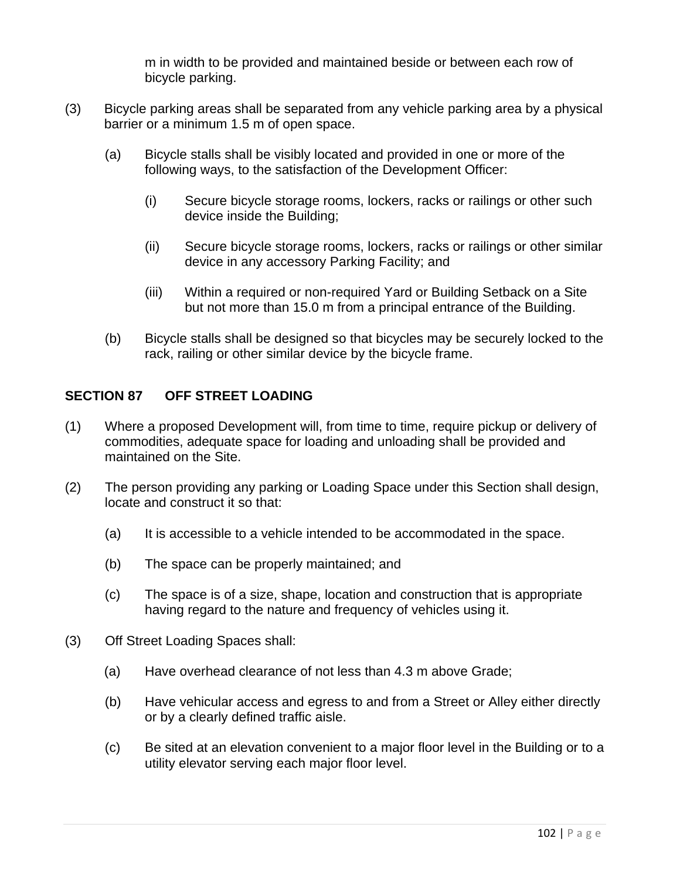m in width to be provided and maintained beside or between each row of bicycle parking.

(3) Bicycle parking areas shall be separated from any vehicle parking area by a physical barrier or a minimum 1.5 m of open space.

(a) Bicycle stalls shall be visibly located and provided in one or more of the following ways, to the satisfaction of the Development Officer:

(i) Secure bicycle storage rooms, lockers, racks or railings or other such device inside the Building;

(ii) Secure bicycle storage rooms, lockers, racks or railings or other similar device in any accessory Parking Facility; and

(iii) Within a required or non-required Yard or Building Setback on a Site but not more than 15.0 m from a principal entrance of the Building.

(b) Bicycle stalls shall be designed so that bicycles may be securely locked to the rack, railing or other similar device by the bicycle frame.

## SECTION 87 OFF STREET LOADING

(1) Where a proposed Development will, from time to time, require pickup or delivery of commodities, adequate space for loading and unloading shall be provided and maintained on the Site.

(2) The person providing any parking or Loading Space under this Section shall design, locate and construct it so that:

(a) It is accessible to a vehicle intended to be accommodated in the space.

(b) The space can be properly maintained; and

(c) The space is of a size, shape, location and construction that is appropriate having regard to the nature and frequency of vehicles using it.

(3) Off Street Loading Spaces shall:

(a) Have overhead clearance of not less than 4.3 m above Grade;

(b) Have vehicular access and egress to and from a Street or Alley either directly or by a clearly defined traffic aisle.

(c) Be sited at an elevation convenient to a major floor level in the Building or to a utility elevator serving each major floor level.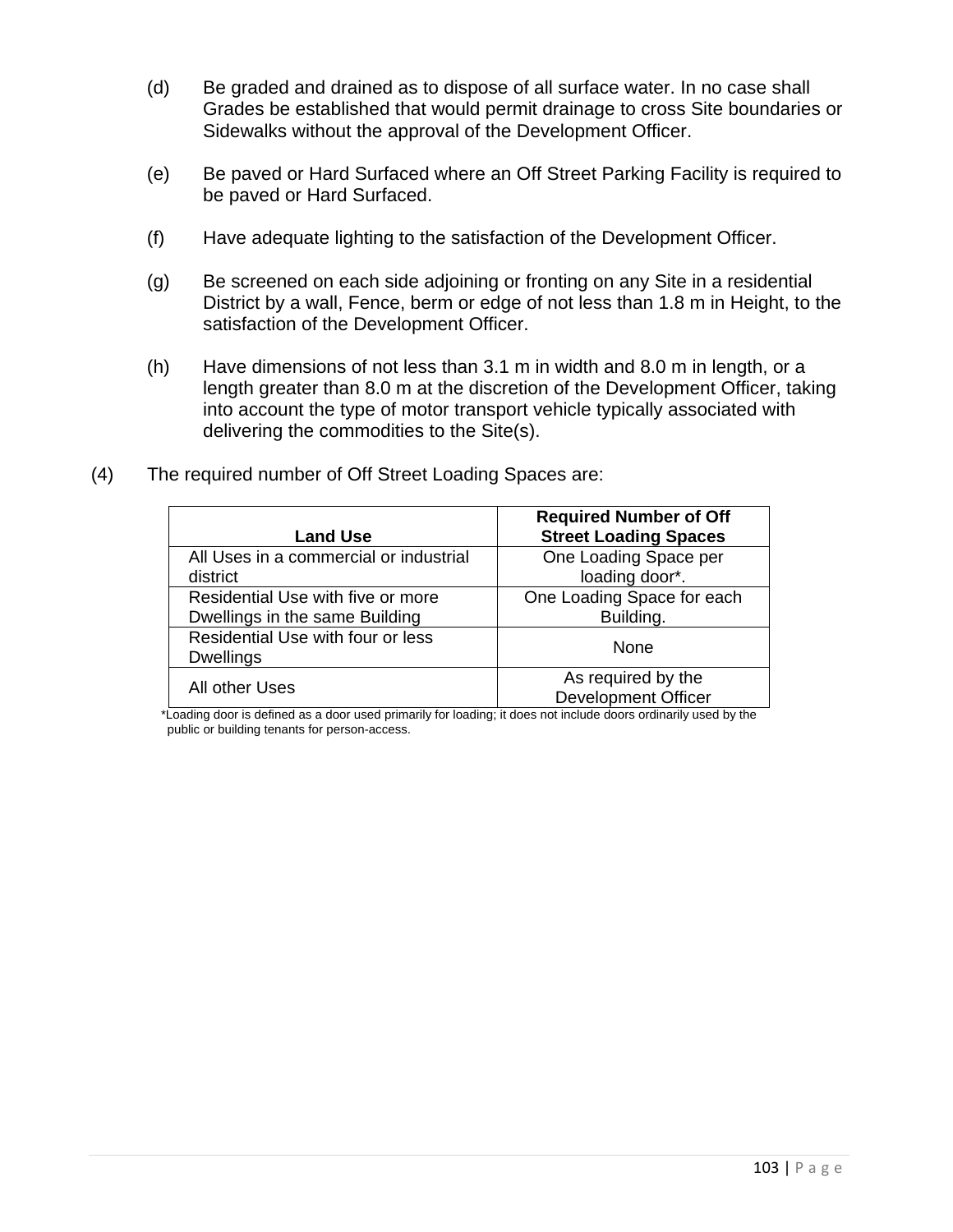(d) Be graded and drained as to dispose of all surface water. In no case shall Grades be established that would permit drainage to cross Site boundaries or Sidewalks without the approval of the Development Officer.

(e) Be paved or Hard Surfaced where an Off Street Parking Facility is required to be paved or Hard Surfaced.

(f) Have adequate lighting to the satisfaction of the Development Officer.

(g) Be screened on each side adjoining or fronting on any Site in a residential District by a wall, Fence, berm or edge of not less than 1.8 m in Height, to the satisfaction of the Development Officer.

(h) Have dimensions of not less than 3.1 m in width and 8.0 m in length, or a length greater than 8.0 m at the discretion of the Development Officer, taking into account the type of motor transport vehicle typically associated with delivering the commodities to the Site(s).

(4) The required number of Off Street Loading Spaces are:

| Land Use | Required Number of Off Street Loading Spaces |
|---|---|
| All Uses in a commercial or industrial district | One Loading Space per loading door*. |
| Residential Use with five or more Dwellings in the same Building | One Loading Space for each Building. |
| Residential Use with four or less Dwellings | None |
| All other Uses | As required by the Development Officer |

*Loading door is defined as a door used primarily for loading; it does not include doors ordinarily used by the public or building tenants for person-access.